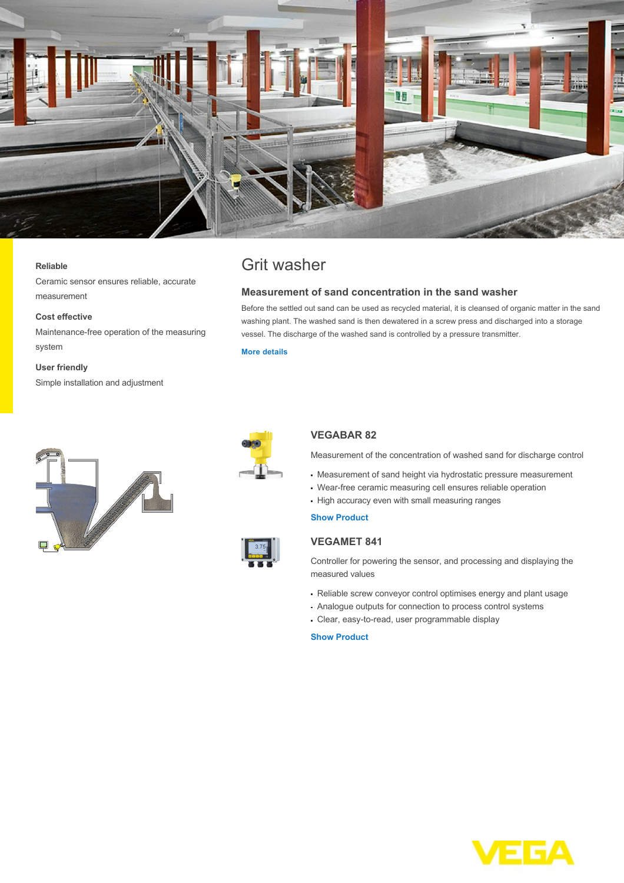**Reliable**

Ceramic sensor ensures reliable, accurate measurement

**Cost effective**

Maintenance-free operation of the measuring system

**User friendly**

Simple installation and adjustment

# Grit washer

## Measurement of sand concentration in the sand washer

Before the settled out sand can be used as recycled material, it is cleansed of organic matter in the sand washing plant. The washed sand is then dewatered in a screw press and discharged into a storage vessel. The discharge of the washed sand is controlled by a pressure transmitter.

**More details**

### VEGABAR 82

Measurement of the concentration of washed sand for discharge control

- Measurement of sand height via hydrostatic pressure measurement
- Wear-free ceramic measuring cell ensures reliable operation
- High accuracy even with small measuring ranges

**Show Product**

### VEGAMET 841

Controller for powering the sensor, and processing and displaying the measured values

- Reliable screw conveyor control optimises energy and plant usage
- Analogue outputs for connection to process control systems
- Clear, easy-to-read, user programmable display

**Show Product**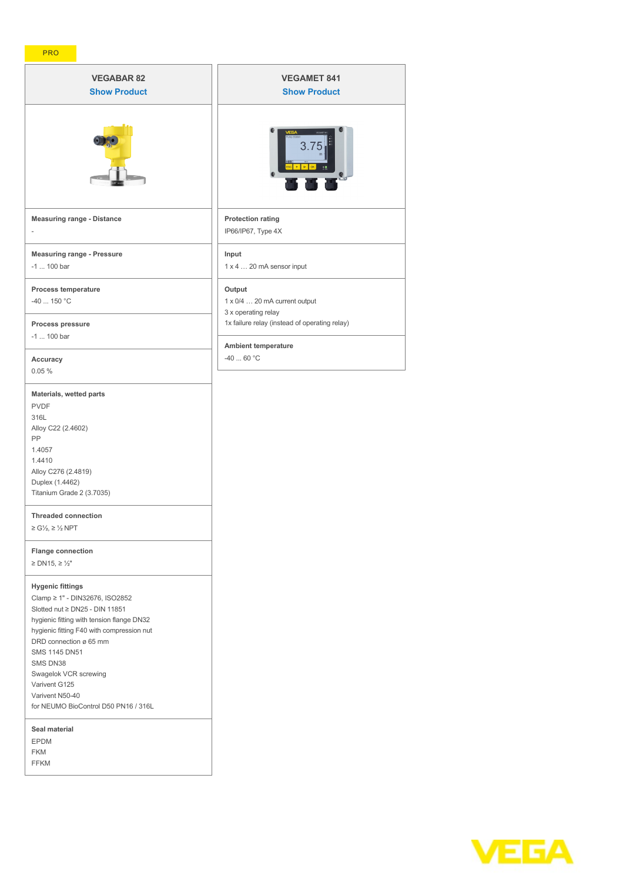PRO

| VEGABAR 82 | VEGAMET 841 |
|---|---|
| Show Product | Show Product |
| **Measuring range - Distance**<br>- | **Protection rating**<br>IP66/IP67, Type 4X |
| **Measuring range - Pressure**<br>-1 ... 100 bar | **Input**<br>1 x 4 … 20 mA sensor input |
| **Process temperature**<br>-40 ... 150 °C | **Output**<br>1 x 0/4 … 20 mA current output<br>3 x operating relay<br>1x failure relay (instead of operating relay) |
| **Process pressure**<br>-1 ... 100 bar | **Ambient temperature**<br>-40 ... 60 °C |
| **Accuracy**<br>0.05 % | |
| **Materials, wetted parts**<br>PVDF<br>316L<br>Alloy C22 (2.4602)<br>PP<br>1.4057<br>1.4410<br>Alloy C276 (2.4819)<br>Duplex (1.4462)<br>Titanium Grade 2 (3.7035) | |
| **Threaded connection**<br>≥ G½, ≥ ½ NPT | |
| **Flange connection**<br>≥ DN15, ≥ ½" | |
| **Hygenic fittings**<br>Clamp ≥ 1" - DIN32676, ISO2852<br>Slotted nut ≥ DN25 - DIN 11851<br>hygienic fitting with tension flange DN32<br>hygienic fitting F40 with compression nut<br>DRD connection ø 65 mm<br>SMS 1145 DN51<br>SMS DN38<br>Swagelok VCR screwing<br>Varivent G125<br>Varivent N50-40<br>for NEUMO BioControl D50 PN16 / 316L | |
| **Seal material**<br>EPDM<br>FKM<br>FFKM | |